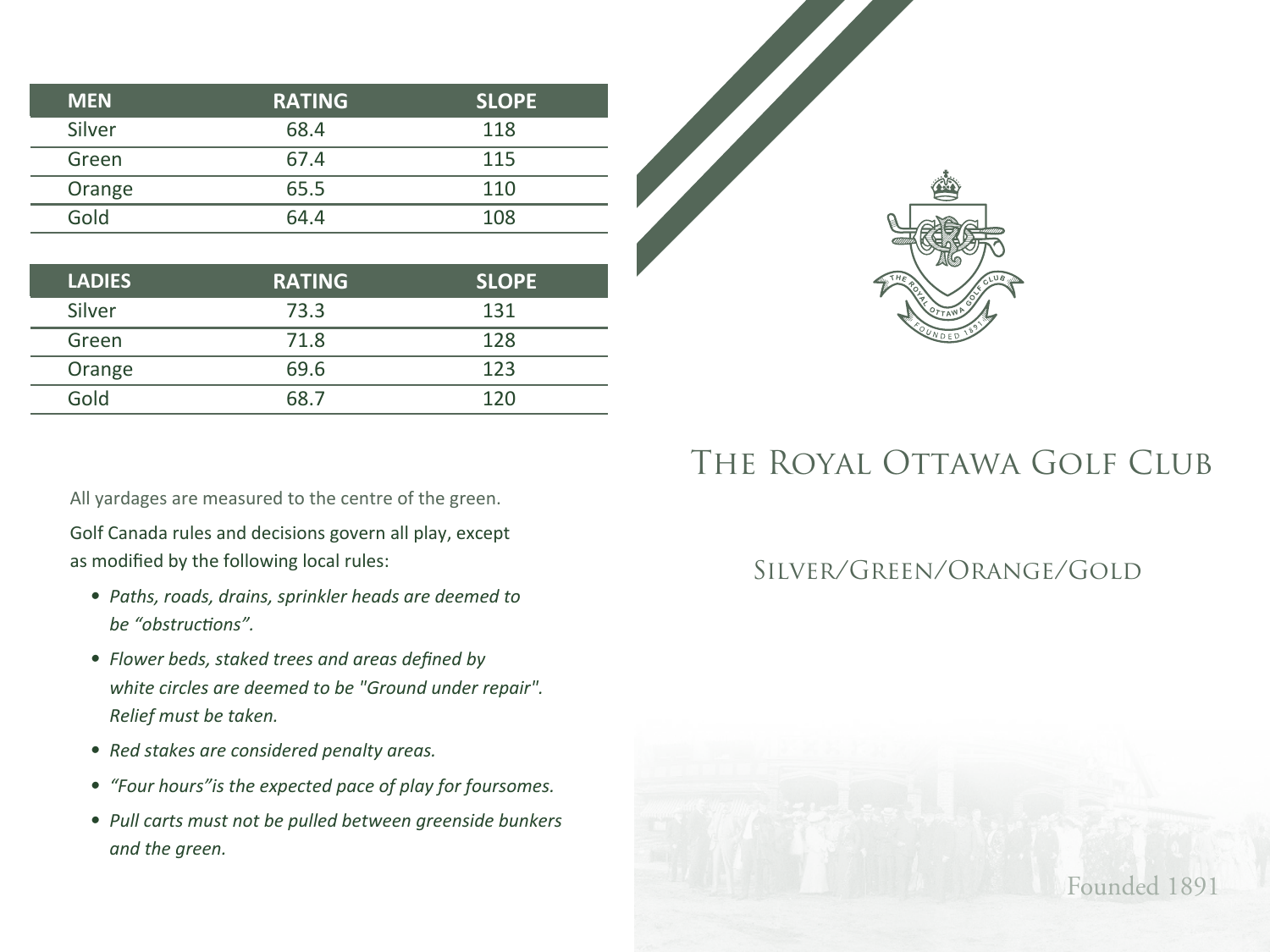# The Royal Ottawa Golf Club

## Silver/Green/Orange/Gold

Founded 1891

| MEN | RATING | SLOPE |
|---|---|---|
| Silver | 68.4 | 118 |
| Green | 67.4 | 115 |
| Orange | 65.5 | 110 |
| Gold | 64.4 | 108 |

| LADIES | RATING | SLOPE |
|---|---|---|
| Silver | 73.3 | 131 |
| Green | 71.8 | 128 |
| Orange | 69.6 | 123 |
| Gold | 68.7 | 120 |

All yardages are measured to the centre of the green.

Golf Canada rules and decisions govern all play, except as modified by the following local rules:

- *Paths, roads, drains, sprinkler heads are deemed to be "obstructions".*
- *Flower beds, staked trees and areas defined by white circles are deemed to be "Ground under repair". Relief must be taken.*
- *Red stakes are considered penalty areas.*
- *"Four hours"is the expected pace of play for foursomes.*
- *Pull carts must not be pulled between greenside bunkers and the green.*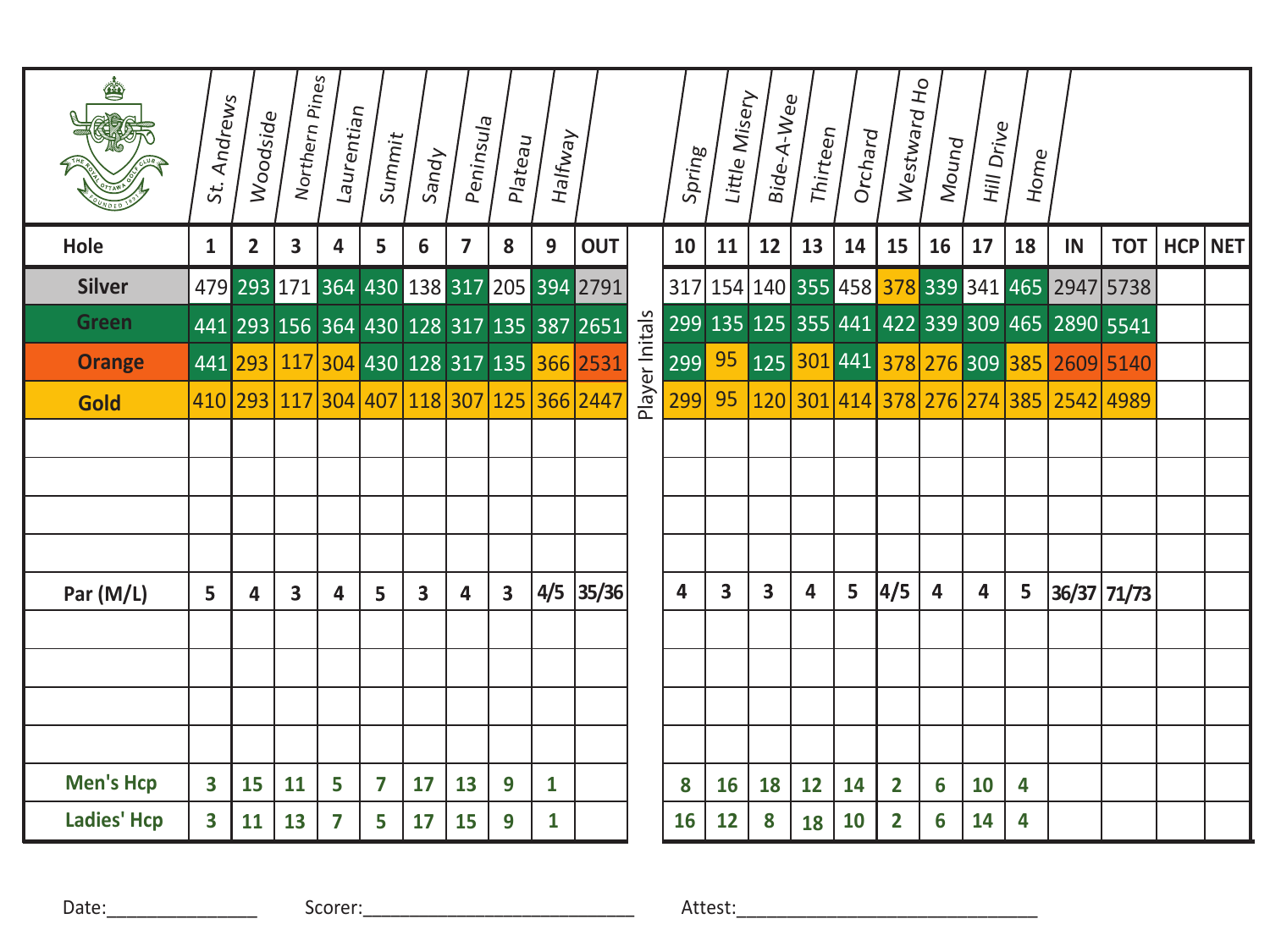| Hole | 1 | 2 | 3 | 4 | 5 | 6 | 7 | 8 | 9 | OUT | Player Initals | 10 | 11 | 12 | 13 | 14 | 15 | 16 | 17 | 18 | IN | TOT | HCP | NET |
|---|---|---|---|---|---|---|---|---|---|---|---|---|---|---|---|---|---|---|---|---|---|---|---|---|
| | St. Andrews | Woodside | Northern Pines | Laurentian | Summit | Sandy | Peninsula | Plateau | Halfway | | | Spring | Little Misery | Bide-A-Wee | Thirteen | Orchard | Westward Ho | Mound | Hill Drive | Home | | | | |
| Silver | 479 | 293 | 171 | 364 | 430 | 138 | 317 | 205 | 394 | 2791 | | 317 | 154 | 140 | 355 | 458 | 378 | 339 | 341 | 465 | 2947 | 5738 | | |
| Green | 441 | 293 | 156 | 364 | 430 | 128 | 317 | 135 | 387 | 2651 | | 299 | 135 | 125 | 355 | 441 | 422 | 339 | 309 | 465 | 2890 | 5541 | | |
| Orange | 441 | 293 | 117 | 304 | 430 | 128 | 317 | 135 | 366 | 2531 | | 299 | 95 | 125 | 301 | 441 | 378 | 276 | 309 | 385 | 2609 | 5140 | | |
| Gold | 410 | 293 | 117 | 304 | 407 | 118 | 307 | 125 | 366 | 2447 | | 299 | 95 | 120 | 301 | 414 | 378 | 276 | 274 | 385 | 2542 | 4989 | | |
| | | | | | | | | | | | | | | | | | | | | | | | | |
| | | | | | | | | | | | | | | | | | | | | | | | | |
| | | | | | | | | | | | | | | | | | | | | | | | | |
| | | | | | | | | | | | | | | | | | | | | | | | | |
| Par (M/L) | 5 | 4 | 3 | 4 | 5 | 3 | 4 | 3 | 4/5 | 35/36 | | 4 | 3 | 3 | 4 | 5 | 4/5 | 4 | 4 | 5 | 36/37 | 71/73 | | |
| | | | | | | | | | | | | | | | | | | | | | | | | |
| | | | | | | | | | | | | | | | | | | | | | | | | |
| | | | | | | | | | | | | | | | | | | | | | | | | |
| | | | | | | | | | | | | | | | | | | | | | | | | |
| Men's Hcp | 3 | 15 | 11 | 5 | 7 | 17 | 13 | 9 | 1 | | | 8 | 16 | 18 | 12 | 14 | 2 | 6 | 10 | 4 | | | | |
| Ladies' Hcp | 3 | 11 | 13 | 7 | 5 | 17 | 15 | 9 | 1 | | | 16 | 12 | 8 | 18 | 10 | 2 | 6 | 14 | 4 | | | | |

Date:_______________ Scorer:___________________________ Attest:______________________________